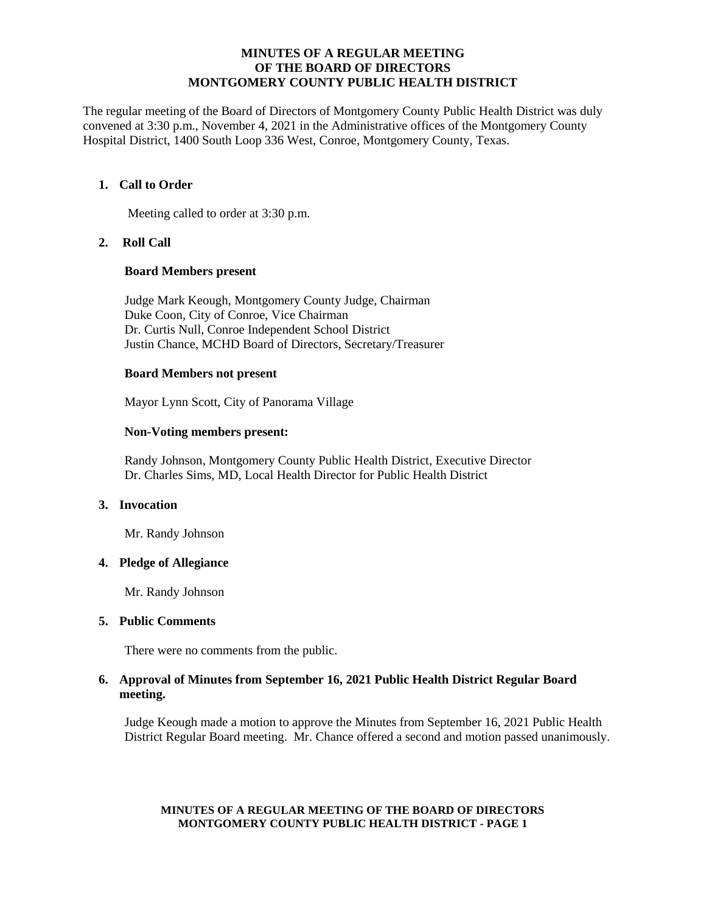# MINUTES OF A REGULAR MEETING OF THE BOARD OF DIRECTORS MONTGOMERY COUNTY PUBLIC HEALTH DISTRICT

The regular meeting of the Board of Directors of Montgomery County Public Health District was duly convened at 3:30 p.m., November 4, 2021 in the Administrative offices of the Montgomery County Hospital District, 1400 South Loop 336 West, Conroe, Montgomery County, Texas.

1. **Call to Order**

   Meeting called to order at 3:30 p.m.

2. **Roll Call**

   **Board Members present**

   Judge Mark Keough, Montgomery County Judge, Chairman
   Duke Coon, City of Conroe, Vice Chairman
   Dr. Curtis Null, Conroe Independent School District
   Justin Chance, MCHD Board of Directors, Secretary/Treasurer

   **Board Members not present**

   Mayor Lynn Scott, City of Panorama Village

   **Non-Voting members present:**

   Randy Johnson, Montgomery County Public Health District, Executive Director
   Dr. Charles Sims, MD, Local Health Director for Public Health District

3. **Invocation**

   Mr. Randy Johnson

4. **Pledge of Allegiance**

   Mr. Randy Johnson

5. **Public Comments**

   There were no comments from the public.

6. **Approval of Minutes from September 16, 2021 Public Health District Regular Board meeting.**

   Judge Keough made a motion to approve the Minutes from September 16, 2021 Public Health District Regular Board meeting. Mr. Chance offered a second and motion passed unanimously.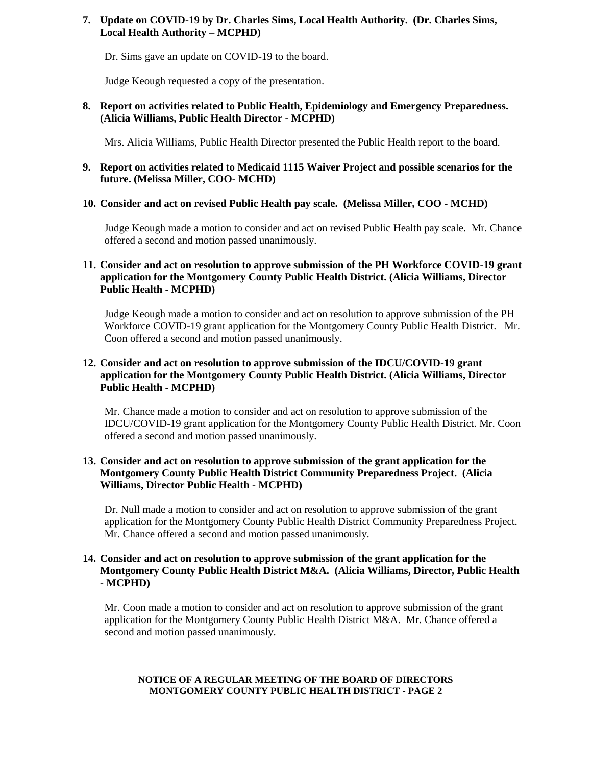**7. Update on COVID-19 by Dr. Charles Sims, Local Health Authority. (Dr. Charles Sims, Local Health Authority – MCPHD)**

Dr. Sims gave an update on COVID-19 to the board.

Judge Keough requested a copy of the presentation.

**8. Report on activities related to Public Health, Epidemiology and Emergency Preparedness. (Alicia Williams, Public Health Director - MCPHD)**

Mrs. Alicia Williams, Public Health Director presented the Public Health report to the board.

**9. Report on activities related to Medicaid 1115 Waiver Project and possible scenarios for the future. (Melissa Miller, COO- MCHD)**

**10. Consider and act on revised Public Health pay scale. (Melissa Miller, COO - MCHD)**

Judge Keough made a motion to consider and act on revised Public Health pay scale. Mr. Chance offered a second and motion passed unanimously.

**11. Consider and act on resolution to approve submission of the PH Workforce COVID-19 grant application for the Montgomery County Public Health District. (Alicia Williams, Director Public Health - MCPHD)**

Judge Keough made a motion to consider and act on resolution to approve submission of the PH Workforce COVID-19 grant application for the Montgomery County Public Health District. Mr. Coon offered a second and motion passed unanimously.

**12. Consider and act on resolution to approve submission of the IDCU/COVID-19 grant application for the Montgomery County Public Health District. (Alicia Williams, Director Public Health - MCPHD)**

Mr. Chance made a motion to consider and act on resolution to approve submission of the IDCU/COVID-19 grant application for the Montgomery County Public Health District. Mr. Coon offered a second and motion passed unanimously.

**13. Consider and act on resolution to approve submission of the grant application for the Montgomery County Public Health District Community Preparedness Project. (Alicia Williams, Director Public Health - MCPHD)**

Dr. Null made a motion to consider and act on resolution to approve submission of the grant application for the Montgomery County Public Health District Community Preparedness Project. Mr. Chance offered a second and motion passed unanimously.

**14. Consider and act on resolution to approve submission of the grant application for the Montgomery County Public Health District M&A. (Alicia Williams, Director, Public Health - MCPHD)**

Mr. Coon made a motion to consider and act on resolution to approve submission of the grant application for the Montgomery County Public Health District M&A. Mr. Chance offered a second and motion passed unanimously.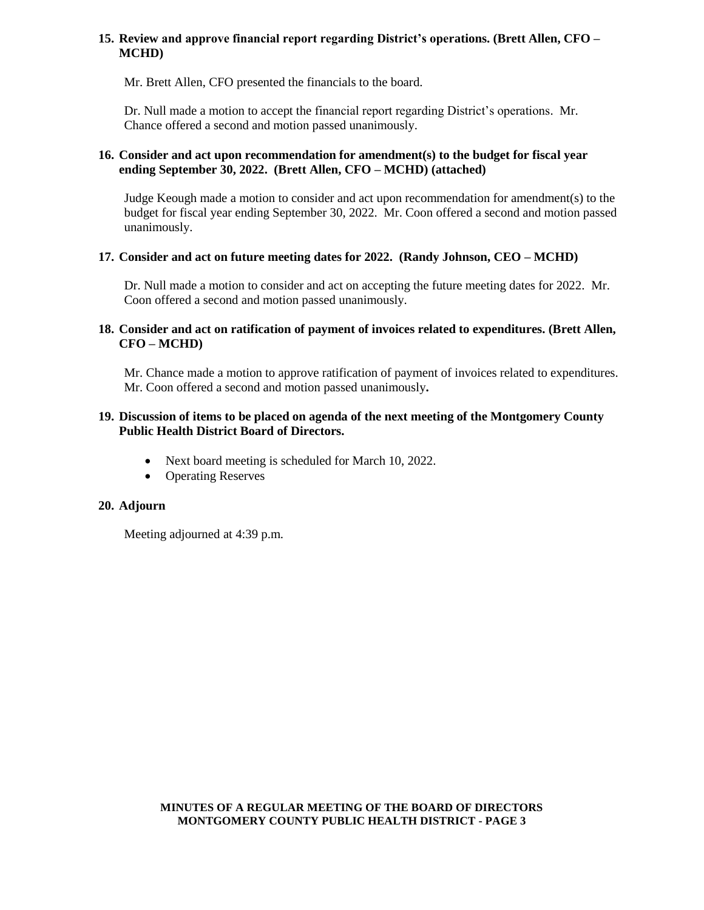**15. Review and approve financial report regarding District's operations. (Brett Allen, CFO – MCHD)**

Mr. Brett Allen, CFO presented the financials to the board.

Dr. Null made a motion to accept the financial report regarding District's operations. Mr. Chance offered a second and motion passed unanimously.

**16. Consider and act upon recommendation for amendment(s) to the budget for fiscal year ending September 30, 2022. (Brett Allen, CFO – MCHD) (attached)**

Judge Keough made a motion to consider and act upon recommendation for amendment(s) to the budget for fiscal year ending September 30, 2022. Mr. Coon offered a second and motion passed unanimously.

**17. Consider and act on future meeting dates for 2022. (Randy Johnson, CEO – MCHD)**

Dr. Null made a motion to consider and act on accepting the future meeting dates for 2022. Mr. Coon offered a second and motion passed unanimously.

**18. Consider and act on ratification of payment of invoices related to expenditures. (Brett Allen, CFO – MCHD)**

Mr. Chance made a motion to approve ratification of payment of invoices related to expenditures. Mr. Coon offered a second and motion passed unanimously**.**

**19. Discussion of items to be placed on agenda of the next meeting of the Montgomery County Public Health District Board of Directors.**

- Next board meeting is scheduled for March 10, 2022.
- Operating Reserves

**20. Adjourn**

Meeting adjourned at 4:39 p.m.